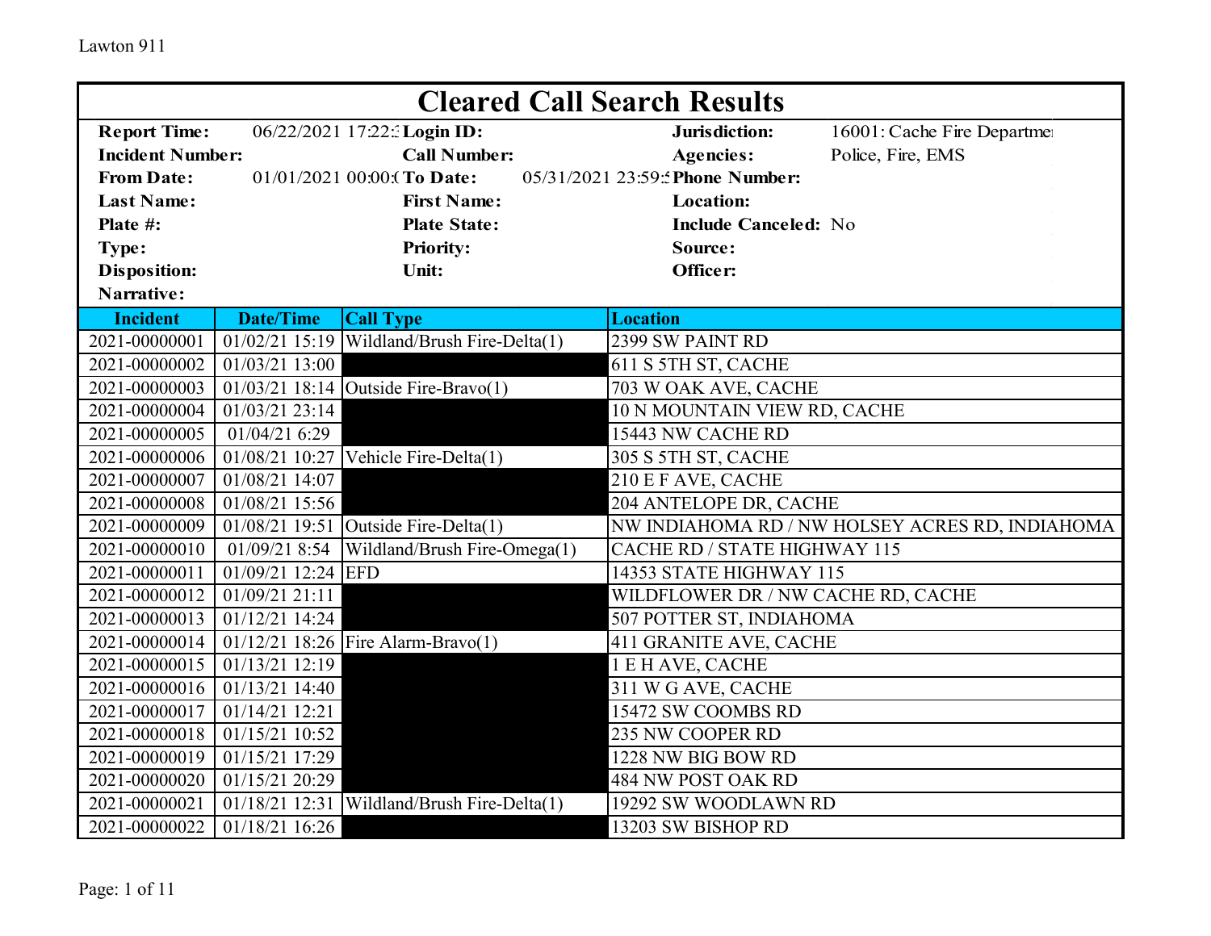# Cleared Call Search Results

| | | | | | |
|---|---|---|---|---|---|
| **Report Time:** | 06/22/2021 17:22: | **Login ID:** | | **Jurisdiction:** | 16001: Cache Fire Departme |
| **Incident Number:** | | **Call Number:** | | **Agencies:** | Police, Fire, EMS |
| **From Date:** | 01/01/2021 00:00: | **To Date:** | 05/31/2021 23:59: | **Phone Number:** | |
| **Last Name:** | | **First Name:** | | **Location:** | |
| **Plate #:** | | **Plate State:** | | **Include Canceled:** | No |
| **Type:** | | **Priority:** | | **Source:** | |
| **Disposition:** | | **Unit:** | | **Officer:** | |
| **Narrative:** | | | | | |

| Incident | Date/Time | Call Type | Location |
|---|---|---|---|
| 2021-00000001 | 01/02/21 15:19 | Wildland/Brush Fire-Delta(1) | 2399 SW PAINT RD |
| 2021-00000002 | 01/03/21 13:00 | | 611 S 5TH ST, CACHE |
| 2021-00000003 | 01/03/21 18:14 | Outside Fire-Bravo(1) | 703 W OAK AVE, CACHE |
| 2021-00000004 | 01/03/21 23:14 | | 10 N MOUNTAIN VIEW RD, CACHE |
| 2021-00000005 | 01/04/21 6:29 | | 15443 NW CACHE RD |
| 2021-00000006 | 01/08/21 10:27 | Vehicle Fire-Delta(1) | 305 S 5TH ST, CACHE |
| 2021-00000007 | 01/08/21 14:07 | | 210 E F AVE, CACHE |
| 2021-00000008 | 01/08/21 15:56 | | 204 ANTELOPE DR, CACHE |
| 2021-00000009 | 01/08/21 19:51 | Outside Fire-Delta(1) | NW INDIAHOMA RD / NW HOLSEY ACRES RD, INDIAHOMA |
| 2021-00000010 | 01/09/21 8:54 | Wildland/Brush Fire-Omega(1) | CACHE RD / STATE HIGHWAY 115 |
| 2021-00000011 | 01/09/21 12:24 | EFD | 14353 STATE HIGHWAY 115 |
| 2021-00000012 | 01/09/21 21:11 | | WILDFLOWER DR / NW CACHE RD, CACHE |
| 2021-00000013 | 01/12/21 14:24 | | 507 POTTER ST, INDIAHOMA |
| 2021-00000014 | 01/12/21 18:26 | Fire Alarm-Bravo(1) | 411 GRANITE AVE, CACHE |
| 2021-00000015 | 01/13/21 12:19 | | 1 E H AVE, CACHE |
| 2021-00000016 | 01/13/21 14:40 | | 311 W G AVE, CACHE |
| 2021-00000017 | 01/14/21 12:21 | | 15472 SW COOMBS RD |
| 2021-00000018 | 01/15/21 10:52 | | 235 NW COOPER RD |
| 2021-00000019 | 01/15/21 17:29 | | 1228 NW BIG BOW RD |
| 2021-00000020 | 01/15/21 20:29 | | 484 NW POST OAK RD |
| 2021-00000021 | 01/18/21 12:31 | Wildland/Brush Fire-Delta(1) | 19292 SW WOODLAWN RD |
| 2021-00000022 | 01/18/21 16:26 | | 13203 SW BISHOP RD |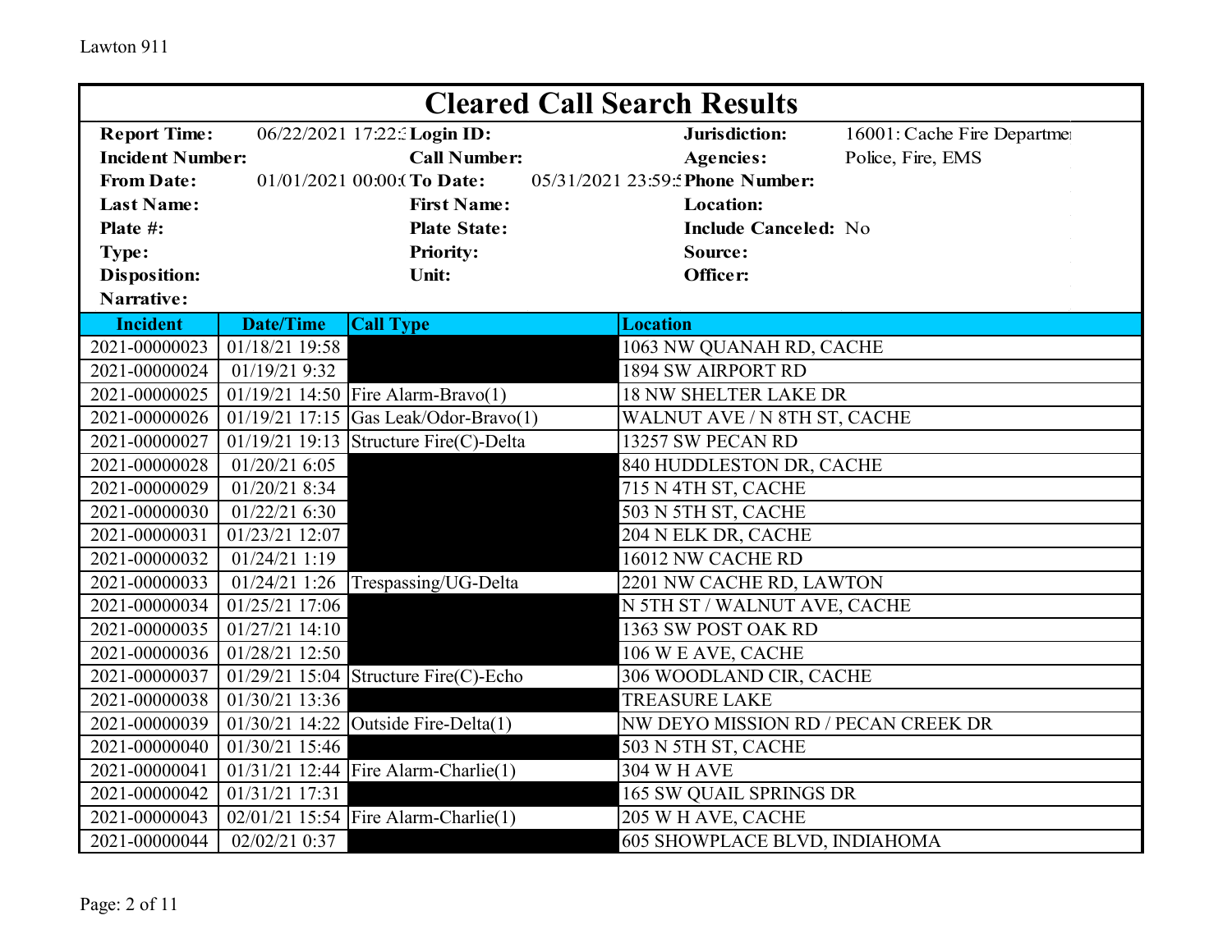# Cleared Call Search Results

| | | | | | |
|---|---|---|---|---|---|
| **Report Time:** | 06/22/2021 17:22: | **Login ID:** | | **Jurisdiction:** | 16001: Cache Fire Departme |
| **Incident Number:** | | **Call Number:** | | **Agencies:** | Police, Fire, EMS |
| **From Date:** | 01/01/2021 00:00:( | **To Date:** | 05/31/2021 23:59: | **Phone Number:** | |
| **Last Name:** | | **First Name:** | | **Location:** | |
| **Plate #:** | | **Plate State:** | | **Include Canceled:** | No |
| **Type:** | | **Priority:** | | **Source:** | |
| **Disposition:** | | **Unit:** | | **Officer:** | |
| **Narrative:** | | | | | |

| Incident | Date/Time | Call Type | Location |
|---|---|---|---|
| 2021-00000023 | 01/18/21 19:58 | | 1063 NW QUANAH RD, CACHE |
| 2021-00000024 | 01/19/21 9:32 | | 1894 SW AIRPORT RD |
| 2021-00000025 | 01/19/21 14:50 | Fire Alarm-Bravo(1) | 18 NW SHELTER LAKE DR |
| 2021-00000026 | 01/19/21 17:15 | Gas Leak/Odor-Bravo(1) | WALNUT AVE / N 8TH ST, CACHE |
| 2021-00000027 | 01/19/21 19:13 | Structure Fire(C)-Delta | 13257 SW PECAN RD |
| 2021-00000028 | 01/20/21 6:05 | | 840 HUDDLESTON DR, CACHE |
| 2021-00000029 | 01/20/21 8:34 | | 715 N 4TH ST, CACHE |
| 2021-00000030 | 01/22/21 6:30 | | 503 N 5TH ST, CACHE |
| 2021-00000031 | 01/23/21 12:07 | | 204 N ELK DR, CACHE |
| 2021-00000032 | 01/24/21 1:19 | | 16012 NW CACHE RD |
| 2021-00000033 | 01/24/21 1:26 | Trespassing/UG-Delta | 2201 NW CACHE RD, LAWTON |
| 2021-00000034 | 01/25/21 17:06 | | N 5TH ST / WALNUT AVE, CACHE |
| 2021-00000035 | 01/27/21 14:10 | | 1363 SW POST OAK RD |
| 2021-00000036 | 01/28/21 12:50 | | 106 W E AVE, CACHE |
| 2021-00000037 | 01/29/21 15:04 | Structure Fire(C)-Echo | 306 WOODLAND CIR, CACHE |
| 2021-00000038 | 01/30/21 13:36 | | TREASURE LAKE |
| 2021-00000039 | 01/30/21 14:22 | Outside Fire-Delta(1) | NW DEYO MISSION RD / PECAN CREEK DR |
| 2021-00000040 | 01/30/21 15:46 | | 503 N 5TH ST, CACHE |
| 2021-00000041 | 01/31/21 12:44 | Fire Alarm-Charlie(1) | 304 W H AVE |
| 2021-00000042 | 01/31/21 17:31 | | 165 SW QUAIL SPRINGS DR |
| 2021-00000043 | 02/01/21 15:54 | Fire Alarm-Charlie(1) | 205 W H AVE, CACHE |
| 2021-00000044 | 02/02/21 0:37 | | 605 SHOWPLACE BLVD, INDIAHOMA |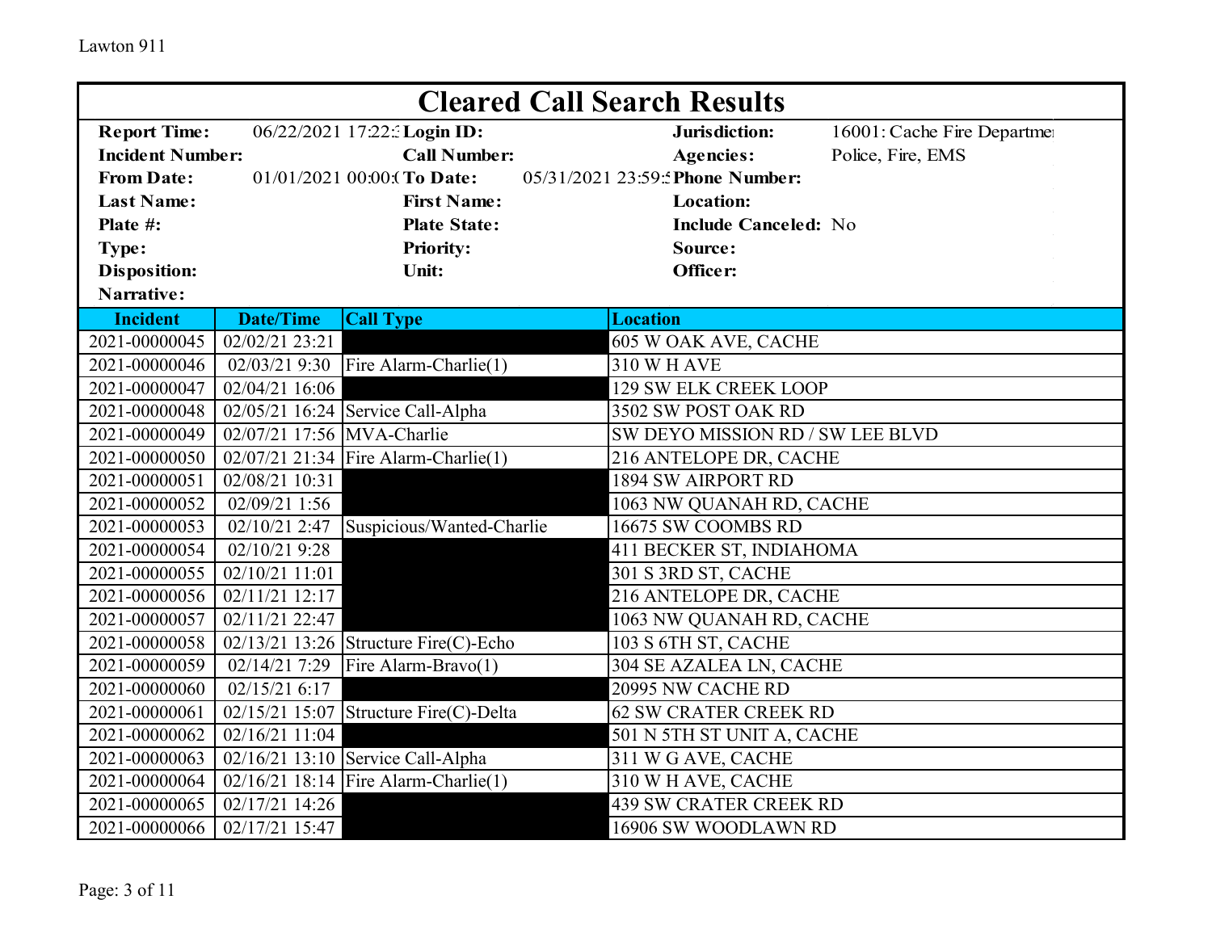"Lawton 911" is a running header; omit. Page footer omit.

# Cleared Call Search Results

| | | | | | |
|---|---|---|---|---|---|
| **Report Time:** | 06/22/2021 17:22:3 | **Login ID:** | | **Jurisdiction:** | 16001: Cache Fire Departme |
| **Incident Number:** | | **Call Number:** | | **Agencies:** | Police, Fire, EMS |
| **From Date:** | 01/01/2021 00:00:( | **To Date:** | 05/31/2021 23:59:5 | **Phone Number:** | |
| **Last Name:** | | **First Name:** | | **Location:** | |
| **Plate #:** | | **Plate State:** | | **Include Canceled:** | No |
| **Type:** | | **Priority:** | | **Source:** | |
| **Disposition:** | | **Unit:** | | **Officer:** | |
| **Narrative:** | | | | | |

| Incident | Date/Time | Call Type | Location |
|---|---|---|---|
| 2021-00000045 | 02/02/21 23:21 | | 605 W OAK AVE, CACHE |
| 2021-00000046 | 02/03/21 9:30 | Fire Alarm-Charlie(1) | 310 W H AVE |
| 2021-00000047 | 02/04/21 16:06 | | 129 SW ELK CREEK LOOP |
| 2021-00000048 | 02/05/21 16:24 | Service Call-Alpha | 3502 SW POST OAK RD |
| 2021-00000049 | 02/07/21 17:56 | MVA-Charlie | SW DEYO MISSION RD / SW LEE BLVD |
| 2021-00000050 | 02/07/21 21:34 | Fire Alarm-Charlie(1) | 216 ANTELOPE DR, CACHE |
| 2021-00000051 | 02/08/21 10:31 | | 1894 SW AIRPORT RD |
| 2021-00000052 | 02/09/21 1:56 | | 1063 NW QUANAH RD, CACHE |
| 2021-00000053 | 02/10/21 2:47 | Suspicious/Wanted-Charlie | 16675 SW COOMBS RD |
| 2021-00000054 | 02/10/21 9:28 | | 411 BECKER ST, INDIAHOMA |
| 2021-00000055 | 02/10/21 11:01 | | 301 S 3RD ST, CACHE |
| 2021-00000056 | 02/11/21 12:17 | | 216 ANTELOPE DR, CACHE |
| 2021-00000057 | 02/11/21 22:47 | | 1063 NW QUANAH RD, CACHE |
| 2021-00000058 | 02/13/21 13:26 | Structure Fire(C)-Echo | 103 S 6TH ST, CACHE |
| 2021-00000059 | 02/14/21 7:29 | Fire Alarm-Bravo(1) | 304 SE AZALEA LN, CACHE |
| 2021-00000060 | 02/15/21 6:17 | | 20995 NW CACHE RD |
| 2021-00000061 | 02/15/21 15:07 | Structure Fire(C)-Delta | 62 SW CRATER CREEK RD |
| 2021-00000062 | 02/16/21 11:04 | | 501 N 5TH ST UNIT A, CACHE |
| 2021-00000063 | 02/16/21 13:10 | Service Call-Alpha | 311 W G AVE, CACHE |
| 2021-00000064 | 02/16/21 18:14 | Fire Alarm-Charlie(1) | 310 W H AVE, CACHE |
| 2021-00000065 | 02/17/21 14:26 | | 439 SW CRATER CREEK RD |
| 2021-00000066 | 02/17/21 15:47 | | 16906 SW WOODLAWN RD |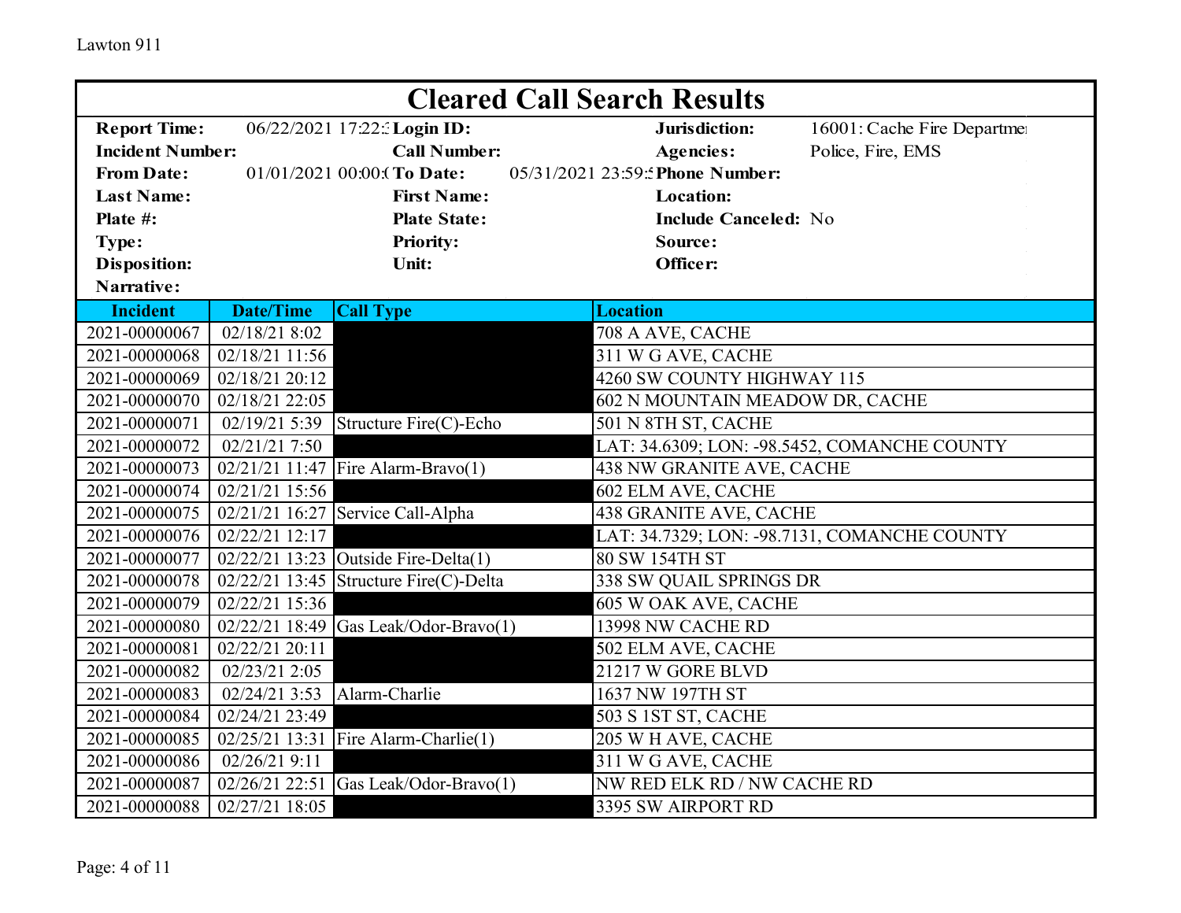# Cleared Call Search Results

| | | | | | |
|---|---|---|---|---|---|
| **Report Time:** | 06/22/2021 17:22:: | **Login ID:** | | **Jurisdiction:** | 16001: Cache Fire Departme |
| **Incident Number:** | | **Call Number:** | | **Agencies:** | Police, Fire, EMS |
| **From Date:** | 01/01/2021 00:00:( | **To Date:** | 05/31/2021 23:59:5 | **Phone Number:** | |
| **Last Name:** | | **First Name:** | | **Location:** | |
| **Plate #:** | | **Plate State:** | | **Include Canceled:** | No |
| **Type:** | | **Priority:** | | **Source:** | |
| **Disposition:** | | **Unit:** | | **Officer:** | |
| **Narrative:** | | | | | |

| Incident | Date/Time | Call Type | Location |
|---|---|---|---|
| 2021-00000067 | 02/18/21 8:02 | | 708 A AVE, CACHE |
| 2021-00000068 | 02/18/21 11:56 | | 311 W G AVE, CACHE |
| 2021-00000069 | 02/18/21 20:12 | | 4260 SW COUNTY HIGHWAY 115 |
| 2021-00000070 | 02/18/21 22:05 | | 602 N MOUNTAIN MEADOW DR, CACHE |
| 2021-00000071 | 02/19/21 5:39 | Structure Fire(C)-Echo | 501 N 8TH ST, CACHE |
| 2021-00000072 | 02/21/21 7:50 | | LAT: 34.6309; LON: -98.5452, COMANCHE COUNTY |
| 2021-00000073 | 02/21/21 11:47 | Fire Alarm-Bravo(1) | 438 NW GRANITE AVE, CACHE |
| 2021-00000074 | 02/21/21 15:56 | | 602 ELM AVE, CACHE |
| 2021-00000075 | 02/21/21 16:27 | Service Call-Alpha | 438 GRANITE AVE, CACHE |
| 2021-00000076 | 02/22/21 12:17 | | LAT: 34.7329; LON: -98.7131, COMANCHE COUNTY |
| 2021-00000077 | 02/22/21 13:23 | Outside Fire-Delta(1) | 80 SW 154TH ST |
| 2021-00000078 | 02/22/21 13:45 | Structure Fire(C)-Delta | 338 SW QUAIL SPRINGS DR |
| 2021-00000079 | 02/22/21 15:36 | | 605 W OAK AVE, CACHE |
| 2021-00000080 | 02/22/21 18:49 | Gas Leak/Odor-Bravo(1) | 13998 NW CACHE RD |
| 2021-00000081 | 02/22/21 20:11 | | 502 ELM AVE, CACHE |
| 2021-00000082 | 02/23/21 2:05 | | 21217 W GORE BLVD |
| 2021-00000083 | 02/24/21 3:53 | Alarm-Charlie | 1637 NW 197TH ST |
| 2021-00000084 | 02/24/21 23:49 | | 503 S 1ST ST, CACHE |
| 2021-00000085 | 02/25/21 13:31 | Fire Alarm-Charlie(1) | 205 W H AVE, CACHE |
| 2021-00000086 | 02/26/21 9:11 | | 311 W G AVE, CACHE |
| 2021-00000087 | 02/26/21 22:51 | Gas Leak/Odor-Bravo(1) | NW RED ELK RD / NW CACHE RD |
| 2021-00000088 | 02/27/21 18:05 | | 3395 SW AIRPORT RD |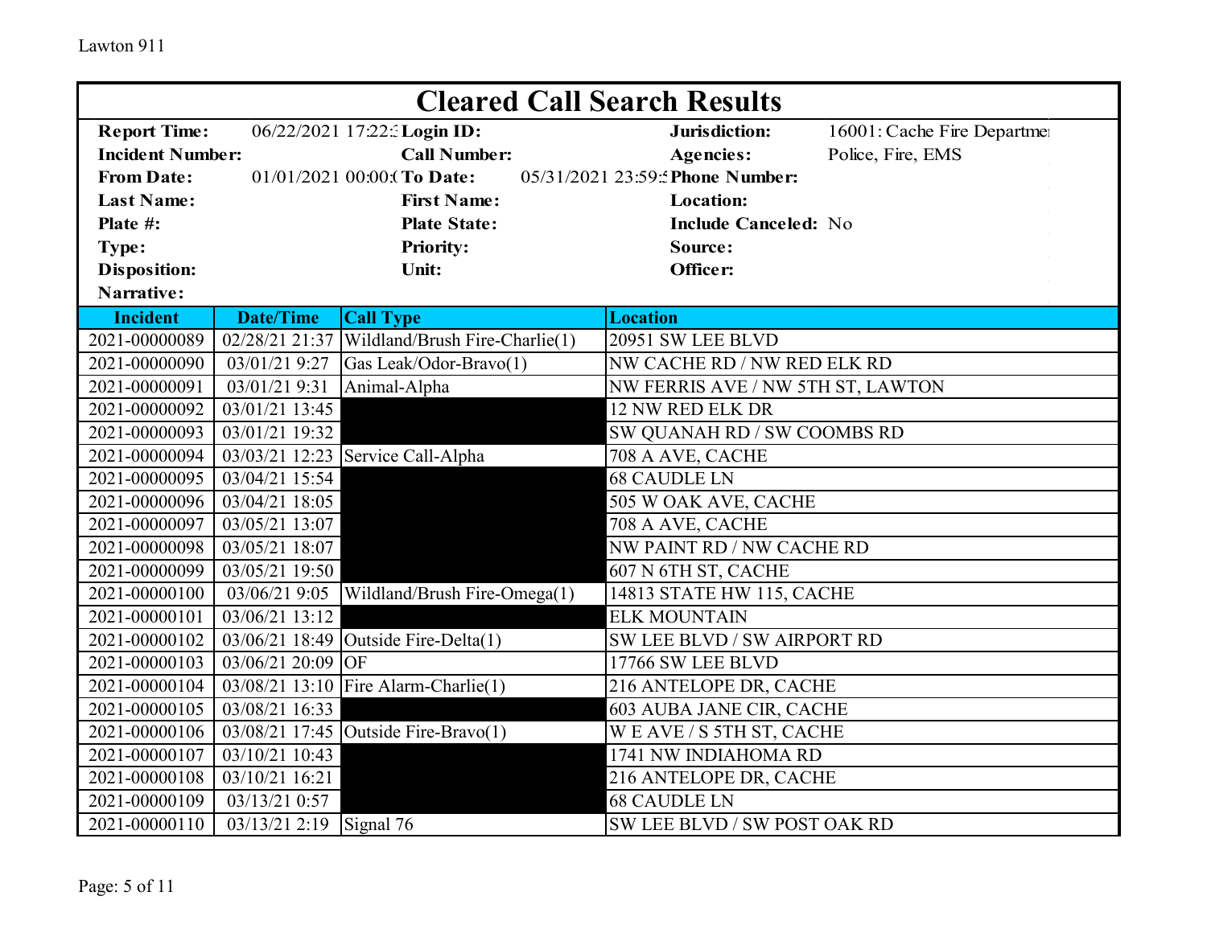Lawton 911

# Cleared Call Search Results

| | | | | | |
|---|---|---|---|---|---|
| **Report Time:** | 06/22/2021 17:22:3 | **Login ID:** | | **Jurisdiction:** | 16001: Cache Fire Departme |
| **Incident Number:** | | **Call Number:** | | **Agencies:** | Police, Fire, EMS |
| **From Date:** | 01/01/2021 00:00:( | **To Date:** | 05/31/2021 23:59:5 | **Phone Number:** | |
| **Last Name:** | | **First Name:** | | **Location:** | |
| **Plate #:** | | **Plate State:** | | **Include Canceled:** | No |
| **Type:** | | **Priority:** | | **Source:** | |
| **Disposition:** | | **Unit:** | | **Officer:** | |
| **Narrative:** | | | | | |

| Incident | Date/Time | Call Type | Location |
|---|---|---|---|
| 2021-00000089 | 02/28/21 21:37 | Wildland/Brush Fire-Charlie(1) | 20951 SW LEE BLVD |
| 2021-00000090 | 03/01/21 9:27 | Gas Leak/Odor-Bravo(1) | NW CACHE RD / NW RED ELK RD |
| 2021-00000091 | 03/01/21 9:31 | Animal-Alpha | NW FERRIS AVE / NW 5TH ST, LAWTON |
| 2021-00000092 | 03/01/21 13:45 | | 12 NW RED ELK DR |
| 2021-00000093 | 03/01/21 19:32 | | SW QUANAH RD / SW COOMBS RD |
| 2021-00000094 | 03/03/21 12:23 | Service Call-Alpha | 708 A AVE, CACHE |
| 2021-00000095 | 03/04/21 15:54 | | 68 CAUDLE LN |
| 2021-00000096 | 03/04/21 18:05 | | 505 W OAK AVE, CACHE |
| 2021-00000097 | 03/05/21 13:07 | | 708 A AVE, CACHE |
| 2021-00000098 | 03/05/21 18:07 | | NW PAINT RD / NW CACHE RD |
| 2021-00000099 | 03/05/21 19:50 | | 607 N 6TH ST, CACHE |
| 2021-00000100 | 03/06/21 9:05 | Wildland/Brush Fire-Omega(1) | 14813 STATE HW 115, CACHE |
| 2021-00000101 | 03/06/21 13:12 | | ELK MOUNTAIN |
| 2021-00000102 | 03/06/21 18:49 | Outside Fire-Delta(1) | SW LEE BLVD / SW AIRPORT RD |
| 2021-00000103 | 03/06/21 20:09 | OF | 17766 SW LEE BLVD |
| 2021-00000104 | 03/08/21 13:10 | Fire Alarm-Charlie(1) | 216 ANTELOPE DR, CACHE |
| 2021-00000105 | 03/08/21 16:33 | | 603 AUBA JANE CIR, CACHE |
| 2021-00000106 | 03/08/21 17:45 | Outside Fire-Bravo(1) | W E AVE / S 5TH ST, CACHE |
| 2021-00000107 | 03/10/21 10:43 | | 1741 NW INDIAHOMA RD |
| 2021-00000108 | 03/10/21 16:21 | | 216 ANTELOPE DR, CACHE |
| 2021-00000109 | 03/13/21 0:57 | | 68 CAUDLE LN |
| 2021-00000110 | 03/13/21 2:19 | Signal 76 | SW LEE BLVD / SW POST OAK RD |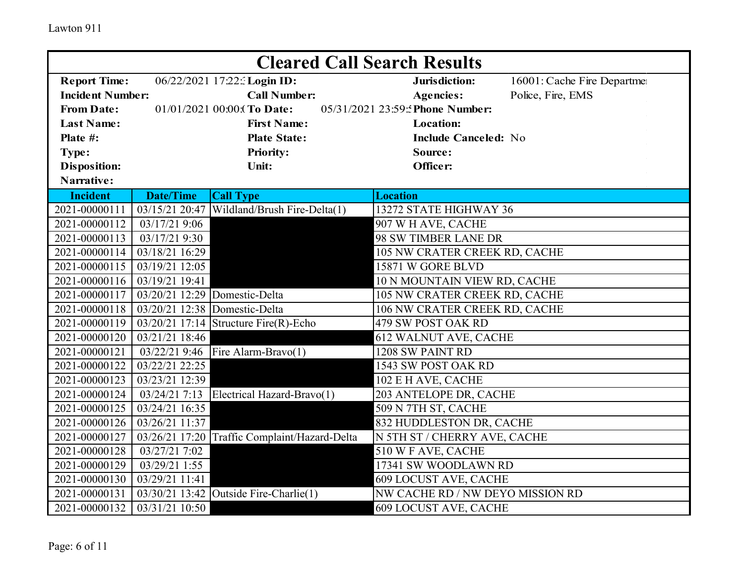# Cleared Call Search Results

| | | | | | |
|---|---|---|---|---|---|
| **Report Time:** | 06/22/2021 17:22:3 | **Login ID:** | | **Jurisdiction:** | 16001: Cache Fire Departme |
| **Incident Number:** | | **Call Number:** | | **Agencies:** | Police, Fire, EMS |
| **From Date:** | 01/01/2021 00:00:( | **To Date:** | 05/31/2021 23:59:5 | **Phone Number:** | |
| **Last Name:** | | **First Name:** | | **Location:** | |
| **Plate #:** | | **Plate State:** | | **Include Canceled:** | No |
| **Type:** | | **Priority:** | | **Source:** | |
| **Disposition:** | | **Unit:** | | **Officer:** | |
| **Narrative:** | | | | | |

| Incident | Date/Time | Call Type | Location |
|---|---|---|---|
| 2021-00000111 | 03/15/21 20:47 | Wildland/Brush Fire-Delta(1) | 13272 STATE HIGHWAY 36 |
| 2021-00000112 | 03/17/21 9:06 | | 907 W H AVE, CACHE |
| 2021-00000113 | 03/17/21 9:30 | | 98 SW TIMBER LANE DR |
| 2021-00000114 | 03/18/21 16:29 | | 105 NW CRATER CREEK RD, CACHE |
| 2021-00000115 | 03/19/21 12:05 | | 15871 W GORE BLVD |
| 2021-00000116 | 03/19/21 19:41 | | 10 N MOUNTAIN VIEW RD, CACHE |
| 2021-00000117 | 03/20/21 12:29 | Domestic-Delta | 105 NW CRATER CREEK RD, CACHE |
| 2021-00000118 | 03/20/21 12:38 | Domestic-Delta | 106 NW CRATER CREEK RD, CACHE |
| 2021-00000119 | 03/20/21 17:14 | Structure Fire(R)-Echo | 479 SW POST OAK RD |
| 2021-00000120 | 03/21/21 18:46 | | 612 WALNUT AVE, CACHE |
| 2021-00000121 | 03/22/21 9:46 | Fire Alarm-Bravo(1) | 1208 SW PAINT RD |
| 2021-00000122 | 03/22/21 22:25 | | 1543 SW POST OAK RD |
| 2021-00000123 | 03/23/21 12:39 | | 102 E H AVE, CACHE |
| 2021-00000124 | 03/24/21 7:13 | Electrical Hazard-Bravo(1) | 203 ANTELOPE DR, CACHE |
| 2021-00000125 | 03/24/21 16:35 | | 509 N 7TH ST, CACHE |
| 2021-00000126 | 03/26/21 11:37 | | 832 HUDDLESTON DR, CACHE |
| 2021-00000127 | 03/26/21 17:20 | Traffic Complaint/Hazard-Delta | N 5TH ST / CHERRY AVE, CACHE |
| 2021-00000128 | 03/27/21 7:02 | | 510 W F AVE, CACHE |
| 2021-00000129 | 03/29/21 1:55 | | 17341 SW WOODLAWN RD |
| 2021-00000130 | 03/29/21 11:41 | | 609 LOCUST AVE, CACHE |
| 2021-00000131 | 03/30/21 13:42 | Outside Fire-Charlie(1) | NW CACHE RD / NW DEYO MISSION RD |
| 2021-00000132 | 03/31/21 10:50 | | 609 LOCUST AVE, CACHE |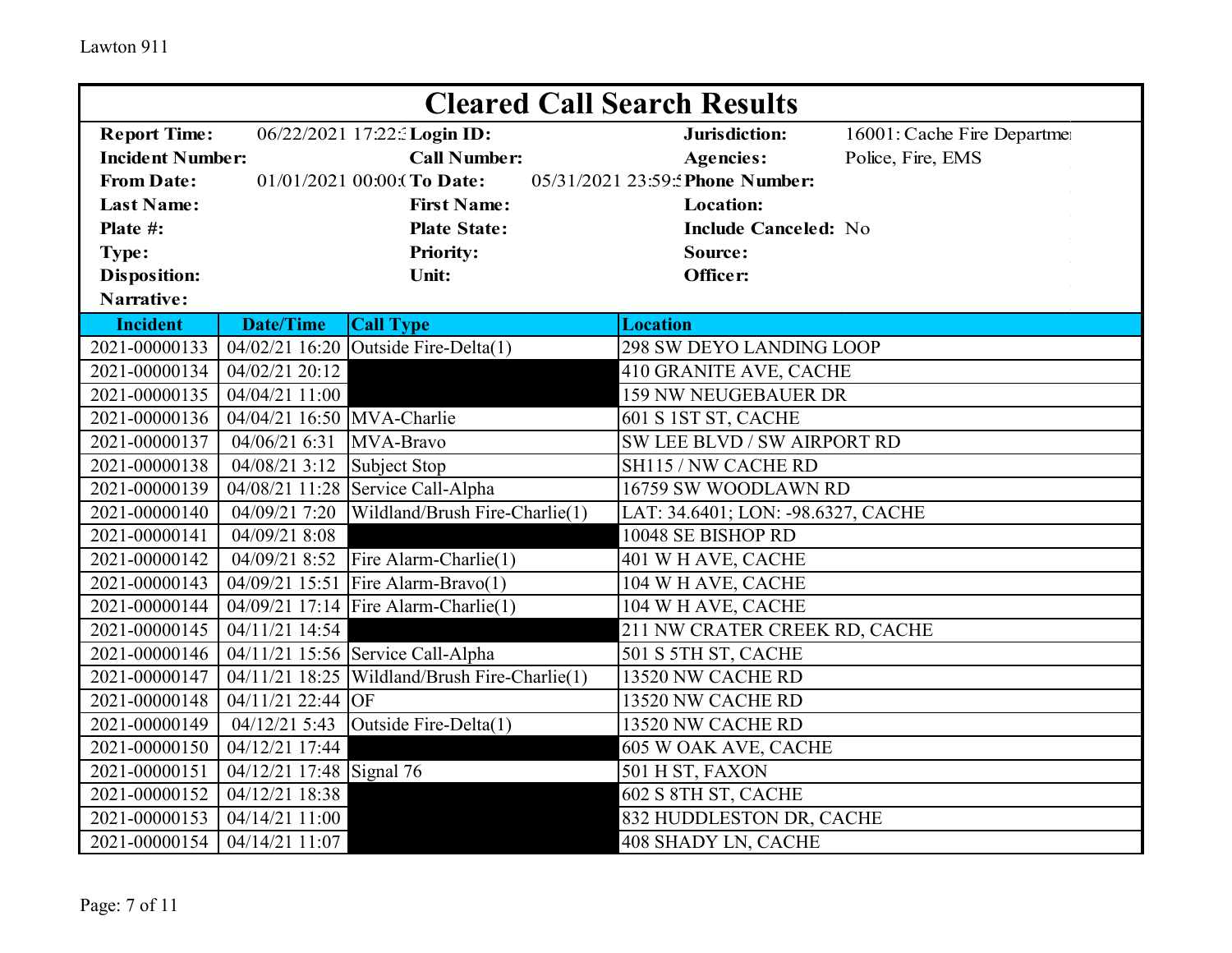# Cleared Call Search Results

| | | | | | |
|---|---|---|---|---|---|
| **Report Time:** | 06/22/2021 17:22: | **Login ID:** | | **Jurisdiction:** | 16001: Cache Fire Departme |
| **Incident Number:** | | **Call Number:** | | **Agencies:** | Police, Fire, EMS |
| **From Date:** | 01/01/2021 00:00:( | **To Date:** | 05/31/2021 23:59: | **Phone Number:** | |
| **Last Name:** | | **First Name:** | | **Location:** | |
| **Plate #:** | | **Plate State:** | | **Include Canceled:** | No |
| **Type:** | | **Priority:** | | **Source:** | |
| **Disposition:** | | **Unit:** | | **Officer:** | |
| **Narrative:** | | | | | |

| Incident | Date/Time | Call Type | Location |
|---|---|---|---|
| 2021-00000133 | 04/02/21 16:20 | Outside Fire-Delta(1) | 298 SW DEYO LANDING LOOP |
| 2021-00000134 | 04/02/21 20:12 | | 410 GRANITE AVE, CACHE |
| 2021-00000135 | 04/04/21 11:00 | | 159 NW NEUGEBAUER DR |
| 2021-00000136 | 04/04/21 16:50 | MVA-Charlie | 601 S 1ST ST, CACHE |
| 2021-00000137 | 04/06/21 6:31 | MVA-Bravo | SW LEE BLVD / SW AIRPORT RD |
| 2021-00000138 | 04/08/21 3:12 | Subject Stop | SH115 / NW CACHE RD |
| 2021-00000139 | 04/08/21 11:28 | Service Call-Alpha | 16759 SW WOODLAWN RD |
| 2021-00000140 | 04/09/21 7:20 | Wildland/Brush Fire-Charlie(1) | LAT: 34.6401; LON: -98.6327, CACHE |
| 2021-00000141 | 04/09/21 8:08 | | 10048 SE BISHOP RD |
| 2021-00000142 | 04/09/21 8:52 | Fire Alarm-Charlie(1) | 401 W H AVE, CACHE |
| 2021-00000143 | 04/09/21 15:51 | Fire Alarm-Bravo(1) | 104 W H AVE, CACHE |
| 2021-00000144 | 04/09/21 17:14 | Fire Alarm-Charlie(1) | 104 W H AVE, CACHE |
| 2021-00000145 | 04/11/21 14:54 | | 211 NW CRATER CREEK RD, CACHE |
| 2021-00000146 | 04/11/21 15:56 | Service Call-Alpha | 501 S 5TH ST, CACHE |
| 2021-00000147 | 04/11/21 18:25 | Wildland/Brush Fire-Charlie(1) | 13520 NW CACHE RD |
| 2021-00000148 | 04/11/21 22:44 | OF | 13520 NW CACHE RD |
| 2021-00000149 | 04/12/21 5:43 | Outside Fire-Delta(1) | 13520 NW CACHE RD |
| 2021-00000150 | 04/12/21 17:44 | | 605 W OAK AVE, CACHE |
| 2021-00000151 | 04/12/21 17:48 | Signal 76 | 501 H ST, FAXON |
| 2021-00000152 | 04/12/21 18:38 | | 602 S 8TH ST, CACHE |
| 2021-00000153 | 04/14/21 11:00 | | 832 HUDDLESTON DR, CACHE |
| 2021-00000154 | 04/14/21 11:07 | | 408 SHADY LN, CACHE |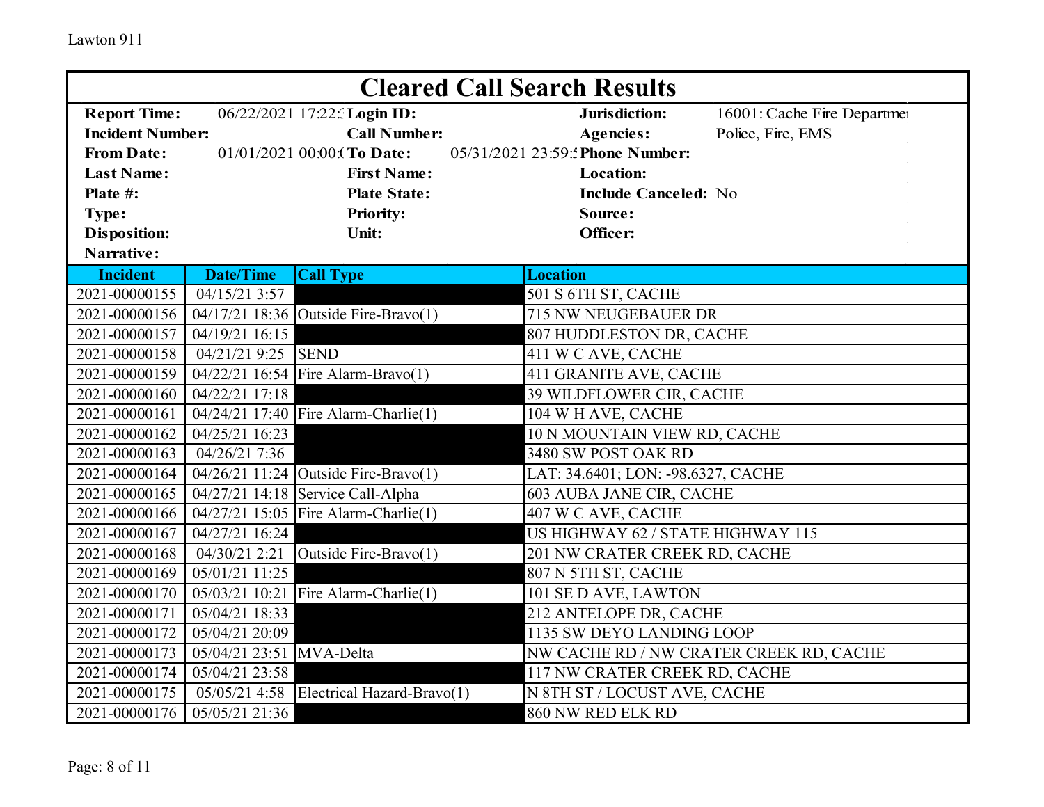# Cleared Call Search Results

| | | | | | |
|---|---|---|---|---|---|
| **Report Time:** | 06/22/2021 17:22:3 | **Login ID:** | | **Jurisdiction:** | 16001: Cache Fire Departme |
| **Incident Number:** | | **Call Number:** | | **Agencies:** | Police, Fire, EMS |
| **From Date:** | 01/01/2021 00:00:( | **To Date:** | 05/31/2021 23:59:5 | **Phone Number:** | |
| **Last Name:** | | **First Name:** | | **Location:** | |
| **Plate #:** | | **Plate State:** | | **Include Canceled:** | No |
| **Type:** | | **Priority:** | | **Source:** | |
| **Disposition:** | | **Unit:** | | **Officer:** | |
| **Narrative:** | | | | | |

| Incident | Date/Time | Call Type | Location |
|---|---|---|---|
| 2021-00000155 | 04/15/21 3:57 | | 501 S 6TH ST, CACHE |
| 2021-00000156 | 04/17/21 18:36 | Outside Fire-Bravo(1) | 715 NW NEUGEBAUER DR |
| 2021-00000157 | 04/19/21 16:15 | | 807 HUDDLESTON DR, CACHE |
| 2021-00000158 | 04/21/21 9:25 | SEND | 411 W C AVE, CACHE |
| 2021-00000159 | 04/22/21 16:54 | Fire Alarm-Bravo(1) | 411 GRANITE AVE, CACHE |
| 2021-00000160 | 04/22/21 17:18 | | 39 WILDFLOWER CIR, CACHE |
| 2021-00000161 | 04/24/21 17:40 | Fire Alarm-Charlie(1) | 104 W H AVE, CACHE |
| 2021-00000162 | 04/25/21 16:23 | | 10 N MOUNTAIN VIEW RD, CACHE |
| 2021-00000163 | 04/26/21 7:36 | | 3480 SW POST OAK RD |
| 2021-00000164 | 04/26/21 11:24 | Outside Fire-Bravo(1) | LAT: 34.6401; LON: -98.6327, CACHE |
| 2021-00000165 | 04/27/21 14:18 | Service Call-Alpha | 603 AUBA JANE CIR, CACHE |
| 2021-00000166 | 04/27/21 15:05 | Fire Alarm-Charlie(1) | 407 W C AVE, CACHE |
| 2021-00000167 | 04/27/21 16:24 | | US HIGHWAY 62 / STATE HIGHWAY 115 |
| 2021-00000168 | 04/30/21 2:21 | Outside Fire-Bravo(1) | 201 NW CRATER CREEK RD, CACHE |
| 2021-00000169 | 05/01/21 11:25 | | 807 N 5TH ST, CACHE |
| 2021-00000170 | 05/03/21 10:21 | Fire Alarm-Charlie(1) | 101 SE D AVE, LAWTON |
| 2021-00000171 | 05/04/21 18:33 | | 212 ANTELOPE DR, CACHE |
| 2021-00000172 | 05/04/21 20:09 | | 1135 SW DEYO LANDING LOOP |
| 2021-00000173 | 05/04/21 23:51 | MVA-Delta | NW CACHE RD / NW CRATER CREEK RD, CACHE |
| 2021-00000174 | 05/04/21 23:58 | | 117 NW CRATER CREEK RD, CACHE |
| 2021-00000175 | 05/05/21 4:58 | Electrical Hazard-Bravo(1) | N 8TH ST / LOCUST AVE, CACHE |
| 2021-00000176 | 05/05/21 21:36 | | 860 NW RED ELK RD |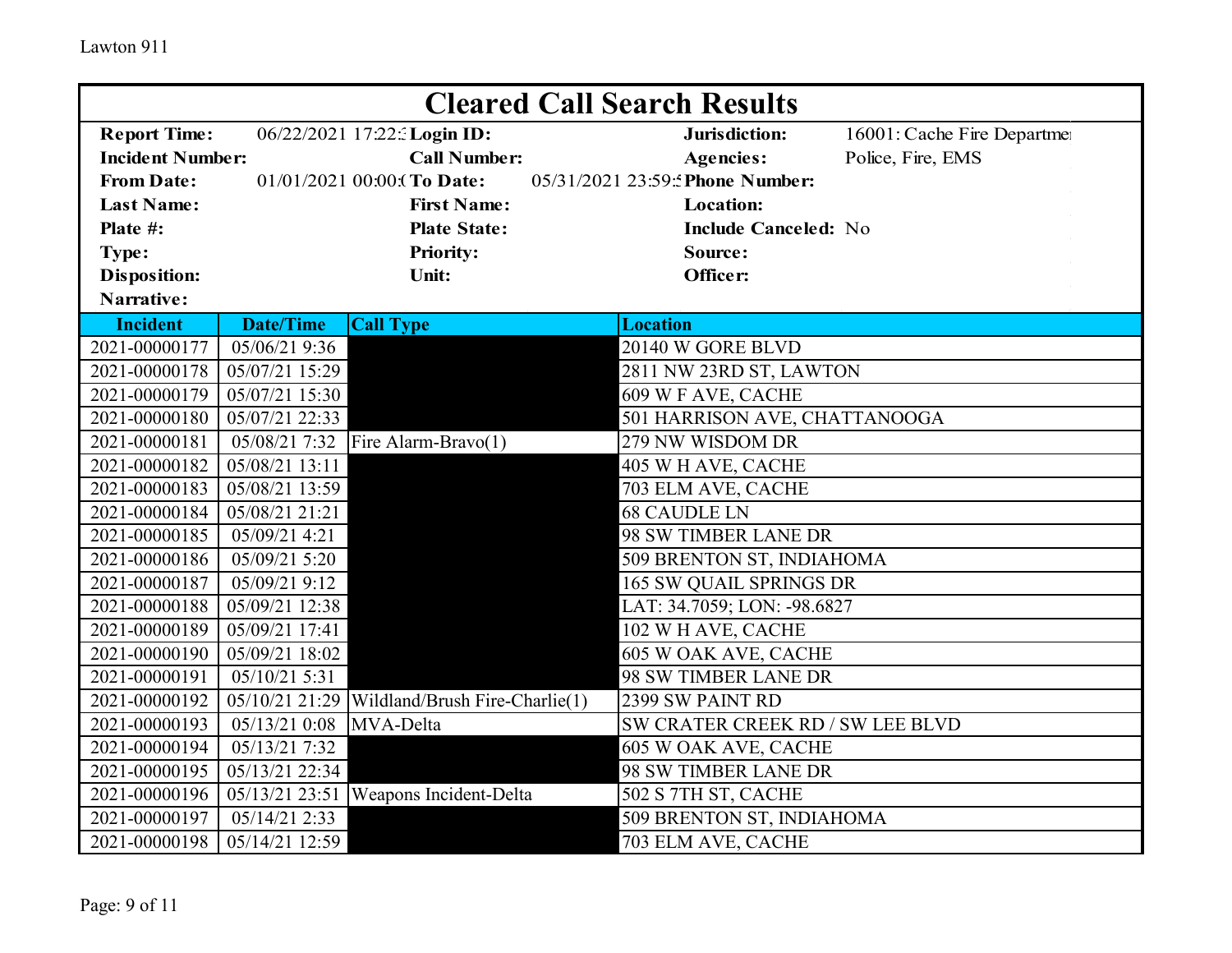# Cleared Call Search Results

| | | | | | |
|---|---|---|---|---|---|
| **Report Time:** | 06/22/2021 17:22: | **Login ID:** | | **Jurisdiction:** | 16001: Cache Fire Departme |
| **Incident Number:** | | **Call Number:** | | **Agencies:** | Police, Fire, EMS |
| **From Date:** | 01/01/2021 00:00: | **To Date:** | 05/31/2021 23:59: | **Phone Number:** | |
| **Last Name:** | | **First Name:** | | **Location:** | |
| **Plate #:** | | **Plate State:** | | **Include Canceled:** | No |
| **Type:** | | **Priority:** | | **Source:** | |
| **Disposition:** | | **Unit:** | | **Officer:** | |
| **Narrative:** | | | | | |

| Incident | Date/Time | Call Type | Location |
|---|---|---|---|
| 2021-00000177 | 05/06/21 9:36 | | 20140 W GORE BLVD |
| 2021-00000178 | 05/07/21 15:29 | | 2811 NW 23RD ST, LAWTON |
| 2021-00000179 | 05/07/21 15:30 | | 609 W F AVE, CACHE |
| 2021-00000180 | 05/07/21 22:33 | | 501 HARRISON AVE, CHATTANOOGA |
| 2021-00000181 | 05/08/21 7:32 | Fire Alarm-Bravo(1) | 279 NW WISDOM DR |
| 2021-00000182 | 05/08/21 13:11 | | 405 W H AVE, CACHE |
| 2021-00000183 | 05/08/21 13:59 | | 703 ELM AVE, CACHE |
| 2021-00000184 | 05/08/21 21:21 | | 68 CAUDLE LN |
| 2021-00000185 | 05/09/21 4:21 | | 98 SW TIMBER LANE DR |
| 2021-00000186 | 05/09/21 5:20 | | 509 BRENTON ST, INDIAHOMA |
| 2021-00000187 | 05/09/21 9:12 | | 165 SW QUAIL SPRINGS DR |
| 2021-00000188 | 05/09/21 12:38 | | LAT: 34.7059; LON: -98.6827 |
| 2021-00000189 | 05/09/21 17:41 | | 102 W H AVE, CACHE |
| 2021-00000190 | 05/09/21 18:02 | | 605 W OAK AVE, CACHE |
| 2021-00000191 | 05/10/21 5:31 | | 98 SW TIMBER LANE DR |
| 2021-00000192 | 05/10/21 21:29 | Wildland/Brush Fire-Charlie(1) | 2399 SW PAINT RD |
| 2021-00000193 | 05/13/21 0:08 | MVA-Delta | SW CRATER CREEK RD / SW LEE BLVD |
| 2021-00000194 | 05/13/21 7:32 | | 605 W OAK AVE, CACHE |
| 2021-00000195 | 05/13/21 22:34 | | 98 SW TIMBER LANE DR |
| 2021-00000196 | 05/13/21 23:51 | Weapons Incident-Delta | 502 S 7TH ST, CACHE |
| 2021-00000197 | 05/14/21 2:33 | | 509 BRENTON ST, INDIAHOMA |
| 2021-00000198 | 05/14/21 12:59 | | 703 ELM AVE, CACHE |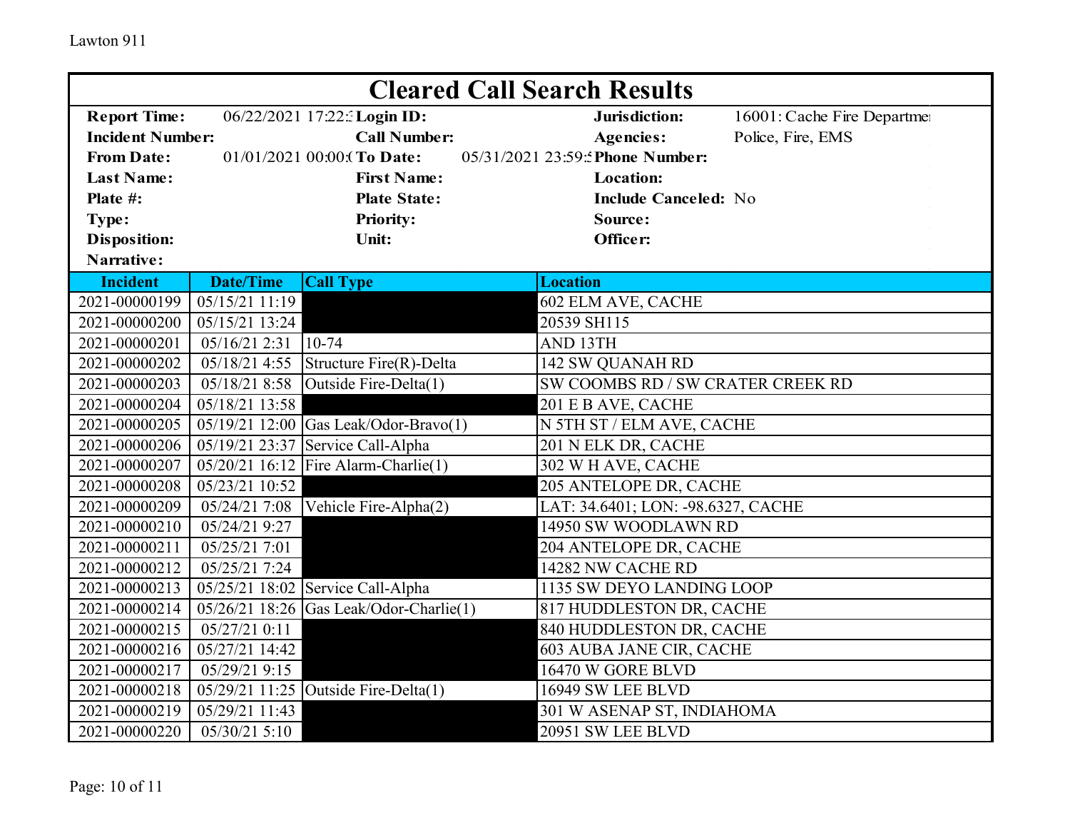Lawton 911

# Cleared Call Search Results

| | | | | | |
|---|---|---|---|---|---|
| **Report Time:** | 06/22/2021 17:22:3 | **Login ID:** | | **Jurisdiction:** | 16001: Cache Fire Departme |
| **Incident Number:** | | **Call Number:** | | **Agencies:** | Police, Fire, EMS |
| **From Date:** | 01/01/2021 00:00:( | **To Date:** | 05/31/2021 23:59:5 | **Phone Number:** | |
| **Last Name:** | | **First Name:** | | **Location:** | |
| **Plate #:** | | **Plate State:** | | **Include Canceled:** | No |
| **Type:** | | **Priority:** | | **Source:** | |
| **Disposition:** | | **Unit:** | | **Officer:** | |
| **Narrative:** | | | | | |

| Incident | Date/Time | Call Type | Location |
|---|---|---|---|
| 2021-00000199 | 05/15/21 11:19 | | 602 ELM AVE, CACHE |
| 2021-00000200 | 05/15/21 13:24 | | 20539 SH115 |
| 2021-00000201 | 05/16/21 2:31 | 10-74 | AND 13TH |
| 2021-00000202 | 05/18/21 4:55 | Structure Fire(R)-Delta | 142 SW QUANAH RD |
| 2021-00000203 | 05/18/21 8:58 | Outside Fire-Delta(1) | SW COOMBS RD / SW CRATER CREEK RD |
| 2021-00000204 | 05/18/21 13:58 | | 201 E B AVE, CACHE |
| 2021-00000205 | 05/19/21 12:00 | Gas Leak/Odor-Bravo(1) | N 5TH ST / ELM AVE, CACHE |
| 2021-00000206 | 05/19/21 23:37 | Service Call-Alpha | 201 N ELK DR, CACHE |
| 2021-00000207 | 05/20/21 16:12 | Fire Alarm-Charlie(1) | 302 W H AVE, CACHE |
| 2021-00000208 | 05/23/21 10:52 | | 205 ANTELOPE DR, CACHE |
| 2021-00000209 | 05/24/21 7:08 | Vehicle Fire-Alpha(2) | LAT: 34.6401; LON: -98.6327, CACHE |
| 2021-00000210 | 05/24/21 9:27 | | 14950 SW WOODLAWN RD |
| 2021-00000211 | 05/25/21 7:01 | | 204 ANTELOPE DR, CACHE |
| 2021-00000212 | 05/25/21 7:24 | | 14282 NW CACHE RD |
| 2021-00000213 | 05/25/21 18:02 | Service Call-Alpha | 1135 SW DEYO LANDING LOOP |
| 2021-00000214 | 05/26/21 18:26 | Gas Leak/Odor-Charlie(1) | 817 HUDDLESTON DR, CACHE |
| 2021-00000215 | 05/27/21 0:11 | | 840 HUDDLESTON DR, CACHE |
| 2021-00000216 | 05/27/21 14:42 | | 603 AUBA JANE CIR, CACHE |
| 2021-00000217 | 05/29/21 9:15 | | 16470 W GORE BLVD |
| 2021-00000218 | 05/29/21 11:25 | Outside Fire-Delta(1) | 16949 SW LEE BLVD |
| 2021-00000219 | 05/29/21 11:43 | | 301 W ASENAP ST, INDIAHOMA |
| 2021-00000220 | 05/30/21 5:10 | | 20951 SW LEE BLVD |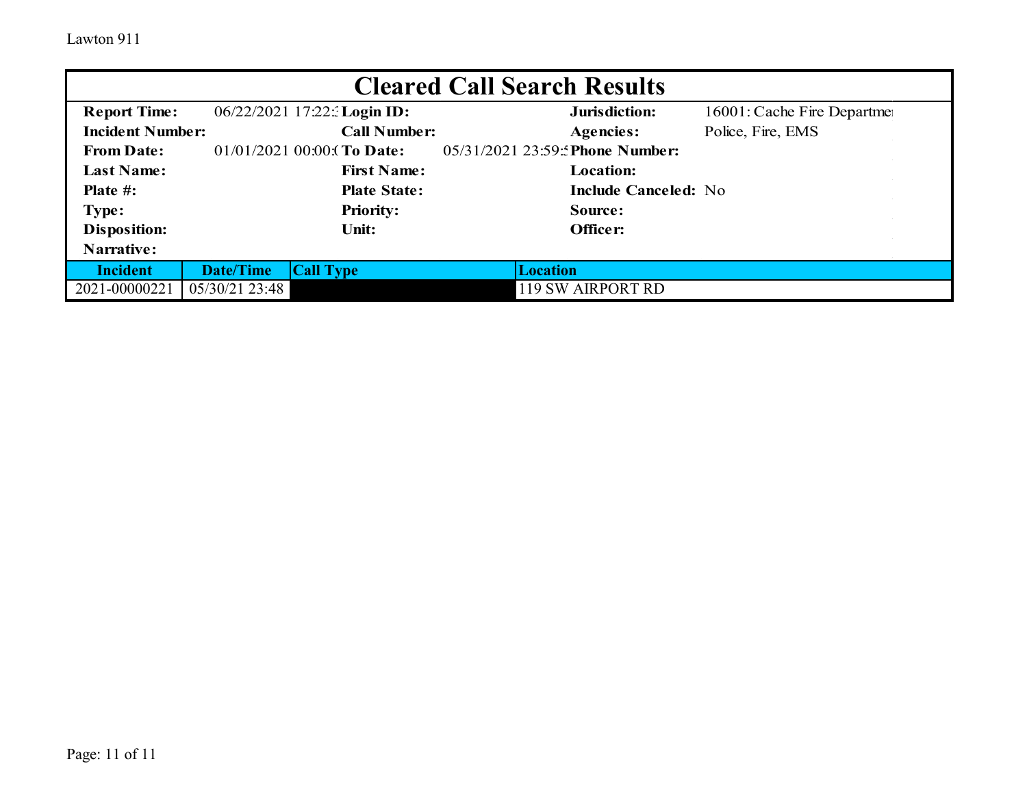Lawton 911

# Cleared Call Search Results

| | | | | | |
|---|---|---|---|---|---|
| **Report Time:** | 06/22/2021 17:22:3 | **Login ID:** | | **Jurisdiction:** | 16001: Cache Fire Departme |
| **Incident Number:** | | **Call Number:** | | **Agencies:** | Police, Fire, EMS |
| **From Date:** | 01/01/2021 00:00:( | **To Date:** | 05/31/2021 23:59:5 | **Phone Number:** | |
| **Last Name:** | | **First Name:** | | **Location:** | |
| **Plate #:** | | **Plate State:** | | **Include Canceled:** | No |
| **Type:** | | **Priority:** | | **Source:** | |
| **Disposition:** | | **Unit:** | | **Officer:** | |
| **Narrative:** | | | | | |

| Incident | Date/Time | Call Type | Location |
|---|---|---|---|
| 2021-00000221 | 05/30/21 23:48 | | 119 SW AIRPORT RD |